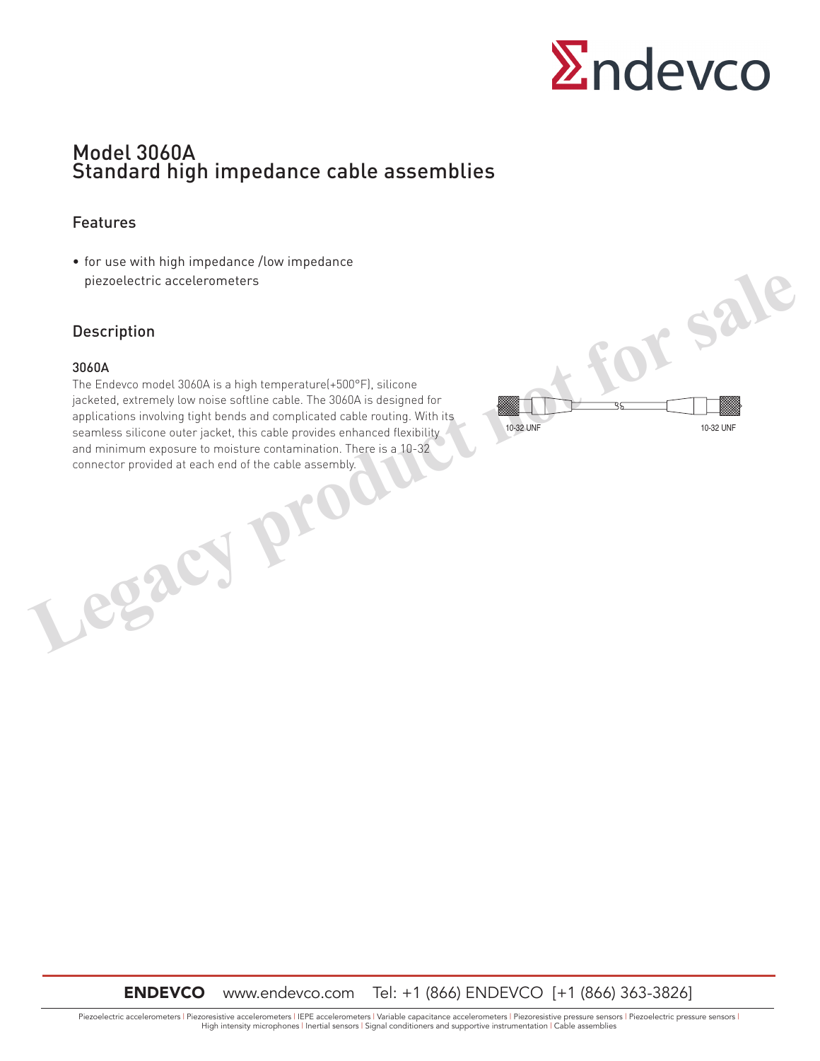# Model 3060A
# Standard high impedance cable assemblies

## Features

- for use with high impedance /low impedance piezoelectric accelerometers

## Description

### 3060A

The Endevco model 3060A is a high temperature(+500°F), silicone jacketed, extremely low noise softline cable. The 3060A is designed for applications involving tight bends and complicated cable routing. With its seamless silicone outer jacket, this cable provides enhanced flexibility and minimum exposure to moisture contamination. There is a 10-32 connector provided at each end of the cable assembly.

10-32 UNF    10-32 UNF

Legacy product not for sale

**ENDEVCO** www.endevco.com Tel: +1 (866) ENDEVCO [+1 (866) 363-3826]

Piezoelectric accelerometers | Piezoresistive accelerometers | IEPE accelerometers | Variable capacitance accelerometers | Piezoresistive pressure sensors | Piezoelectric pressure sensors | High intensity microphones | Inertial sensors | Signal conditioners and supportive instrumentation | Cable assemblies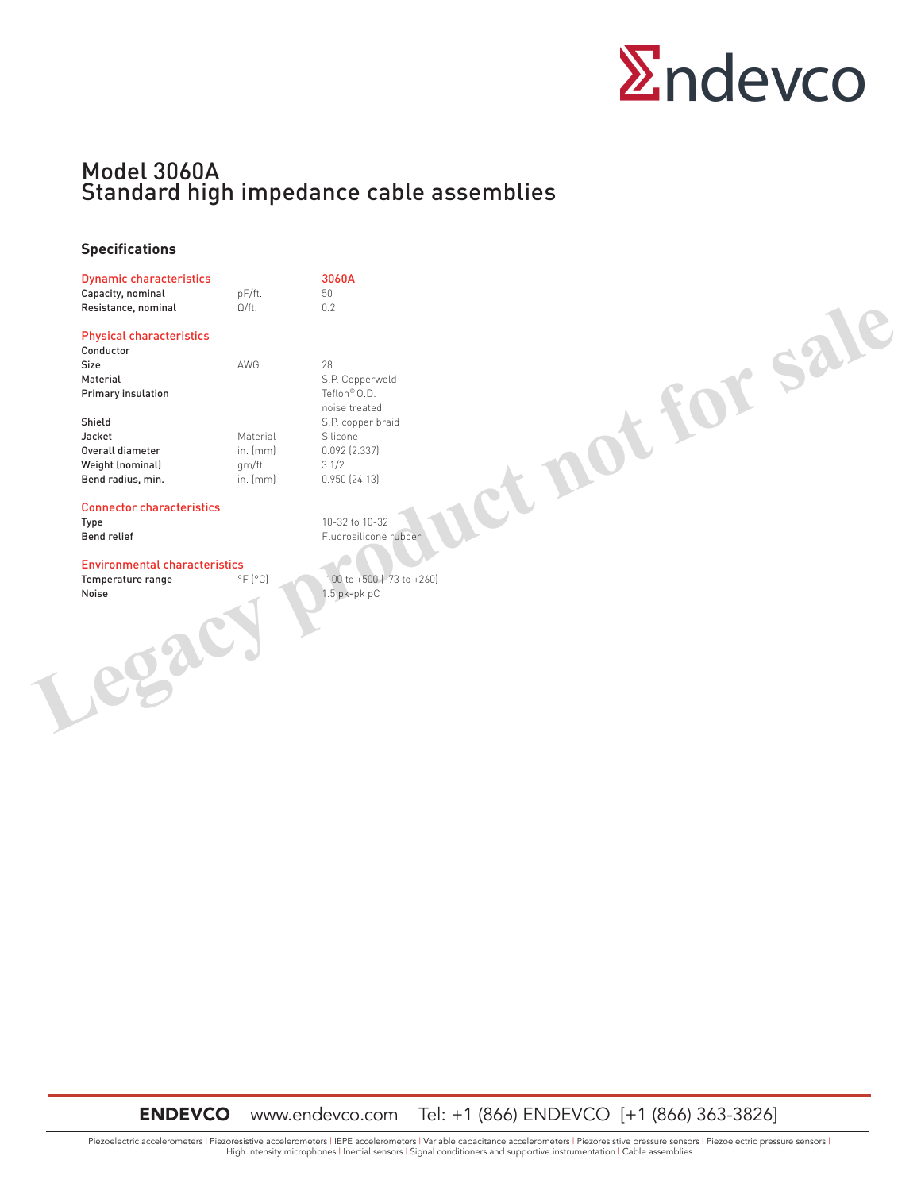# Model 3060A
## Standard high impedance cable assemblies

### Specifications

| | | |
|---|---|---|
| **Dynamic characteristics** | | **3060A** |
| Capacity, nominal | pF/ft. | 50 |
| Resistance, nominal | Ω/ft. | 0.2 |
| **Physical characteristics** | | |
| Conductor | | |
| Size | AWG | 28 |
| Material | | S.P. Copperweld |
| Primary insulation | | Teflon® O.D. noise treated |
| Shield | | S.P. copper braid |
| Jacket | Material | Silicone |
| Overall diameter | in. (mm) | 0.092 (2.337) |
| Weight (nominal) | gm/ft. | 3 1/2 |
| Bend radius, min. | in. (mm) | 0.950 (24.13) |
| **Connector characteristics** | | |
| Type | | 10-32 to 10-32 |
| Bend relief | | Fluorosilicone rubber |
| **Environmental characteristics** | | |
| Temperature range | °F (°C) | -100 to +500 (-73 to +260) |
| Noise | | 1.5 pk-pk pC |

Legacy product not for sale

**ENDEVCO** www.endevco.com Tel: +1 (866) ENDEVCO [+1 (866) 363-3826]

Piezoelectric accelerometers | Piezoresistive accelerometers | IEPE accelerometers | Variable capacitance accelerometers | Piezoresistive pressure sensors | Piezoelectric pressure sensors | High intensity microphones | Inertial sensors | Signal conditioners and supportive instrumentation | Cable assemblies